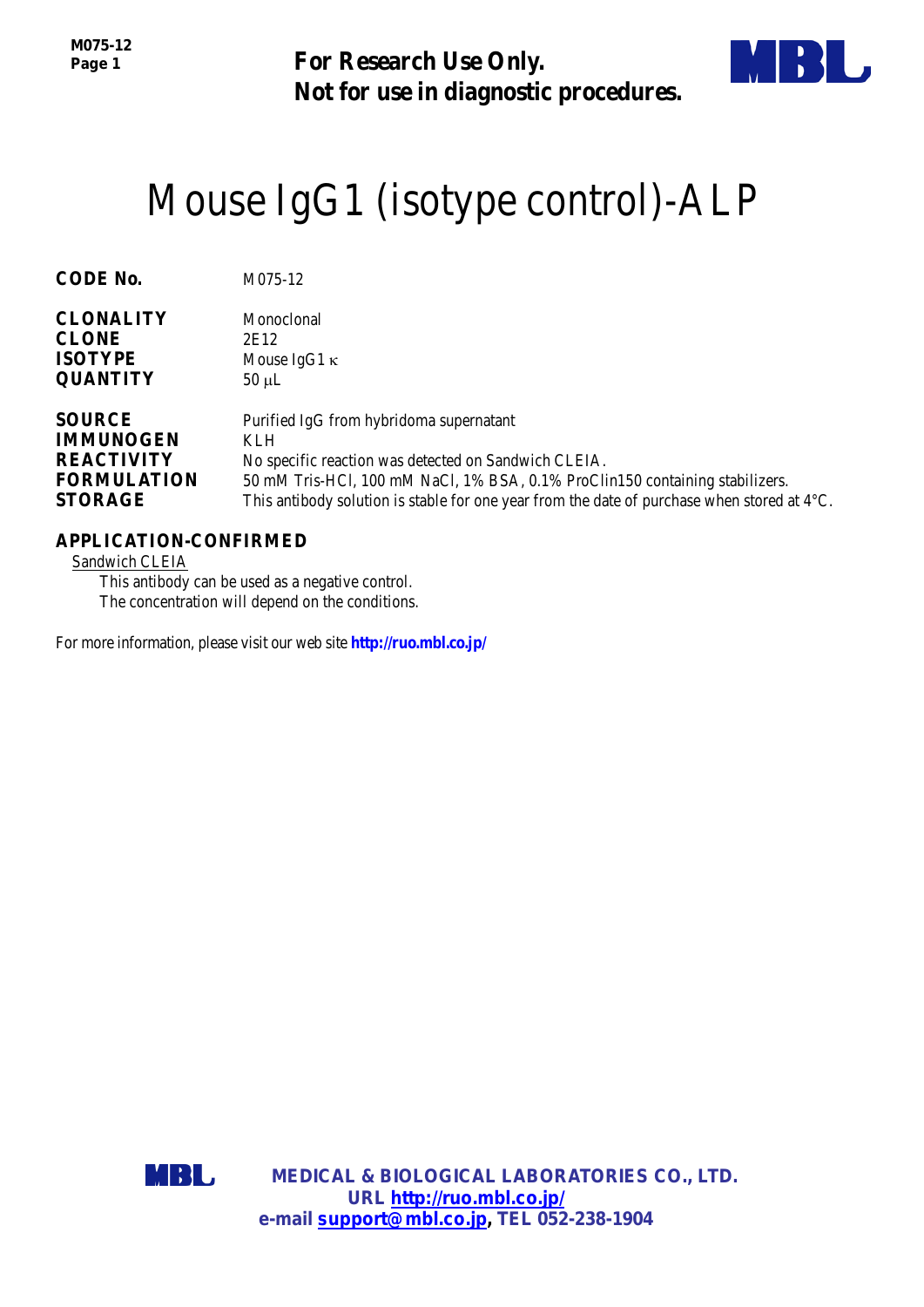**For Research Use Only.**
**Not for use in diagnostic procedures.**

# Mouse IgG1 (isotype control)-ALP

| | |
|---|---|
| **CODE No.** | M075-12 |
| **CLONALITY** | Monoclonal |
| **CLONE** | 2E12 |
| **ISOTYPE** | Mouse IgG1 κ |
| **QUANTITY** | 50 μL |
| **SOURCE** | Purified IgG from hybridoma supernatant |
| **IMMUNOGEN** | KLH |
| **REACTIVITY** | No specific reaction was detected on Sandwich CLEIA. |
| **FORMULATION** | 50 mM Tris-HCl, 100 mM NaCl, 1% BSA, 0.1% ProClin150 containing stabilizers. |
| **STORAGE** | This antibody solution is stable for one year from the date of purchase when stored at 4°C. |

## APPLICATION-CONFIRMED

Sandwich CLEIA

This antibody can be used as a negative control.
The concentration will depend on the conditions.

For more information, please visit our web site **http://ruo.mbl.co.jp/**

**MEDICAL & BIOLOGICAL LABORATORIES CO., LTD.**
**URL http://ruo.mbl.co.jp/**
**e-mail support@mbl.co.jp, TEL 052-238-1904**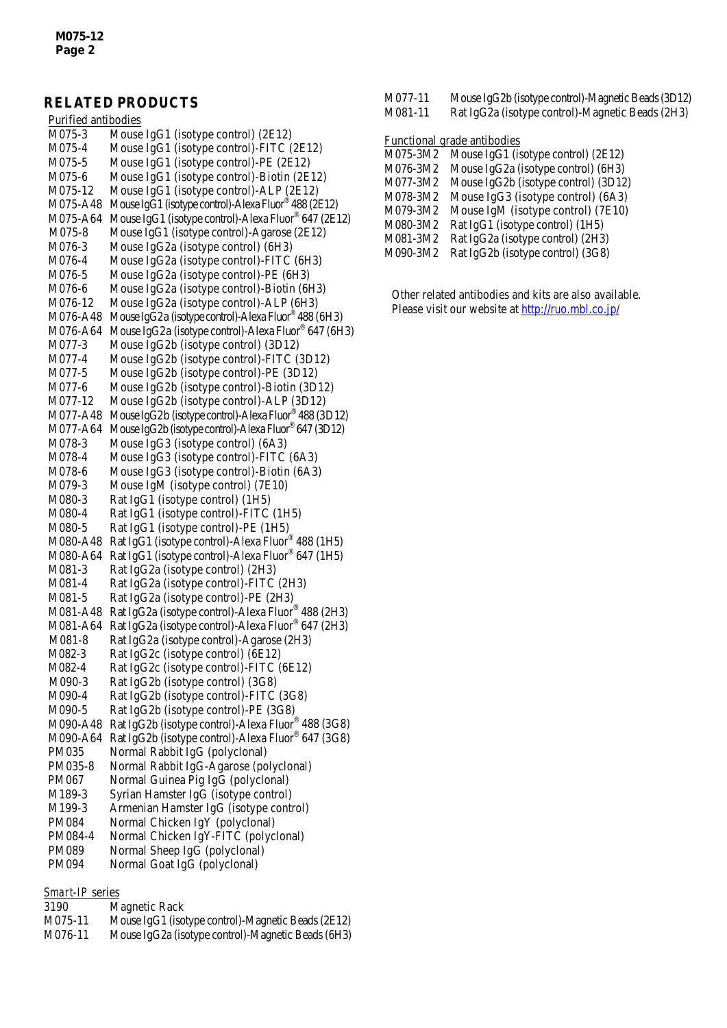## RELATED PRODUCTS

Purified antibodies

| | |
|---|---|
| M075-3 | Mouse IgG1 (isotype control) (2E12) |
| M075-4 | Mouse IgG1 (isotype control)-FITC (2E12) |
| M075-5 | Mouse IgG1 (isotype control)-PE (2E12) |
| M075-6 | Mouse IgG1 (isotype control)-Biotin (2E12) |
| M075-12 | Mouse IgG1 (isotype control)-ALP (2E12) |
| M075-A48 | Mouse IgG1 (isotype control)-Alexa Fluor® 488 (2E12) |
| M075-A64 | Mouse IgG1 (isotype control)-Alexa Fluor® 647 (2E12) |
| M075-8 | Mouse IgG1 (isotype control)-Agarose (2E12) |
| M076-3 | Mouse IgG2a (isotype control) (6H3) |
| M076-4 | Mouse IgG2a (isotype control)-FITC (6H3) |
| M076-5 | Mouse IgG2a (isotype control)-PE (6H3) |
| M076-6 | Mouse IgG2a (isotype control)-Biotin (6H3) |
| M076-12 | Mouse IgG2a (isotype control)-ALP (6H3) |
| M076-A48 | Mouse IgG2a (isotype control)-Alexa Fluor® 488 (6H3) |
| M076-A64 | Mouse IgG2a (isotype control)-Alexa Fluor® 647 (6H3) |
| M077-3 | Mouse IgG2b (isotype control) (3D12) |
| M077-4 | Mouse IgG2b (isotype control)-FITC (3D12) |
| M077-5 | Mouse IgG2b (isotype control)-PE (3D12) |
| M077-6 | Mouse IgG2b (isotype control)-Biotin (3D12) |
| M077-12 | Mouse IgG2b (isotype control)-ALP (3D12) |
| M077-A48 | Mouse IgG2b (isotype control)-Alexa Fluor® 488 (3D12) |
| M077-A64 | Mouse IgG2b (isotype control)-Alexa Fluor® 647 (3D12) |
| M078-3 | Mouse IgG3 (isotype control) (6A3) |
| M078-4 | Mouse IgG3 (isotype control)-FITC (6A3) |
| M078-6 | Mouse IgG3 (isotype control)-Biotin (6A3) |
| M079-3 | Mouse IgM (isotype control) (7E10) |
| M080-3 | Rat IgG1 (isotype control) (1H5) |
| M080-4 | Rat IgG1 (isotype control)-FITC (1H5) |
| M080-5 | Rat IgG1 (isotype control)-PE (1H5) |
| M080-A48 | Rat IgG1 (isotype control)-Alexa Fluor® 488 (1H5) |
| M080-A64 | Rat IgG1 (isotype control)-Alexa Fluor® 647 (1H5) |
| M081-3 | Rat IgG2a (isotype control) (2H3) |
| M081-4 | Rat IgG2a (isotype control)-FITC (2H3) |
| M081-5 | Rat IgG2a (isotype control)-PE (2H3) |
| M081-A48 | Rat IgG2a (isotype control)-Alexa Fluor® 488 (2H3) |
| M081-A64 | Rat IgG2a (isotype control)-Alexa Fluor® 647 (2H3) |
| M081-8 | Rat IgG2a (isotype control)-Agarose (2H3) |
| M082-3 | Rat IgG2c (isotype control) (6E12) |
| M082-4 | Rat IgG2c (isotype control)-FITC (6E12) |
| M090-3 | Rat IgG2b (isotype control) (3G8) |
| M090-4 | Rat IgG2b (isotype control)-FITC (3G8) |
| M090-5 | Rat IgG2b (isotype control)-PE (3G8) |
| M090-A48 | Rat IgG2b (isotype control)-Alexa Fluor® 488 (3G8) |
| M090-A64 | Rat IgG2b (isotype control)-Alexa Fluor® 647 (3G8) |
| PM035 | Normal Rabbit IgG (polyclonal) |
| PM035-8 | Normal Rabbit IgG-Agarose (polyclonal) |
| PM067 | Normal Guinea Pig IgG (polyclonal) |
| M189-3 | Syrian Hamster IgG (isotype control) |
| M199-3 | Armenian Hamster IgG (isotype control) |
| PM084 | Normal Chicken IgY (polyclonal) |
| PM084-4 | Normal Chicken IgY-FITC (polyclonal) |
| PM089 | Normal Sheep IgG (polyclonal) |
| PM094 | Normal Goat IgG (polyclonal) |

*Smart-IP series*

| | |
|---|---|
| 3190 | Magnetic Rack |
| M075-11 | Mouse IgG1 (isotype control)-Magnetic Beads (2E12) |
| M076-11 | Mouse IgG2a (isotype control)-Magnetic Beads (6H3) |
| M077-11 | Mouse IgG2b (isotype control)-Magnetic Beads (3D12) |
| M081-11 | Rat IgG2a (isotype control)-Magnetic Beads (2H3) |

Functional grade antibodies

| | |
|---|---|
| M075-3M2 | Mouse IgG1 (isotype control) (2E12) |
| M076-3M2 | Mouse IgG2a (isotype control) (6H3) |
| M077-3M2 | Mouse IgG2b (isotype control) (3D12) |
| M078-3M2 | Mouse IgG3 (isotype control) (6A3) |
| M079-3M2 | Mouse IgM (isotype control) (7E10) |
| M080-3M2 | Rat IgG1 (isotype control) (1H5) |
| M081-3M2 | Rat IgG2a (isotype control) (2H3) |
| M090-3M2 | Rat IgG2b (isotype control) (3G8) |

Other related antibodies and kits are also available.
Please visit our website at http://ruo.mbl.co.jp/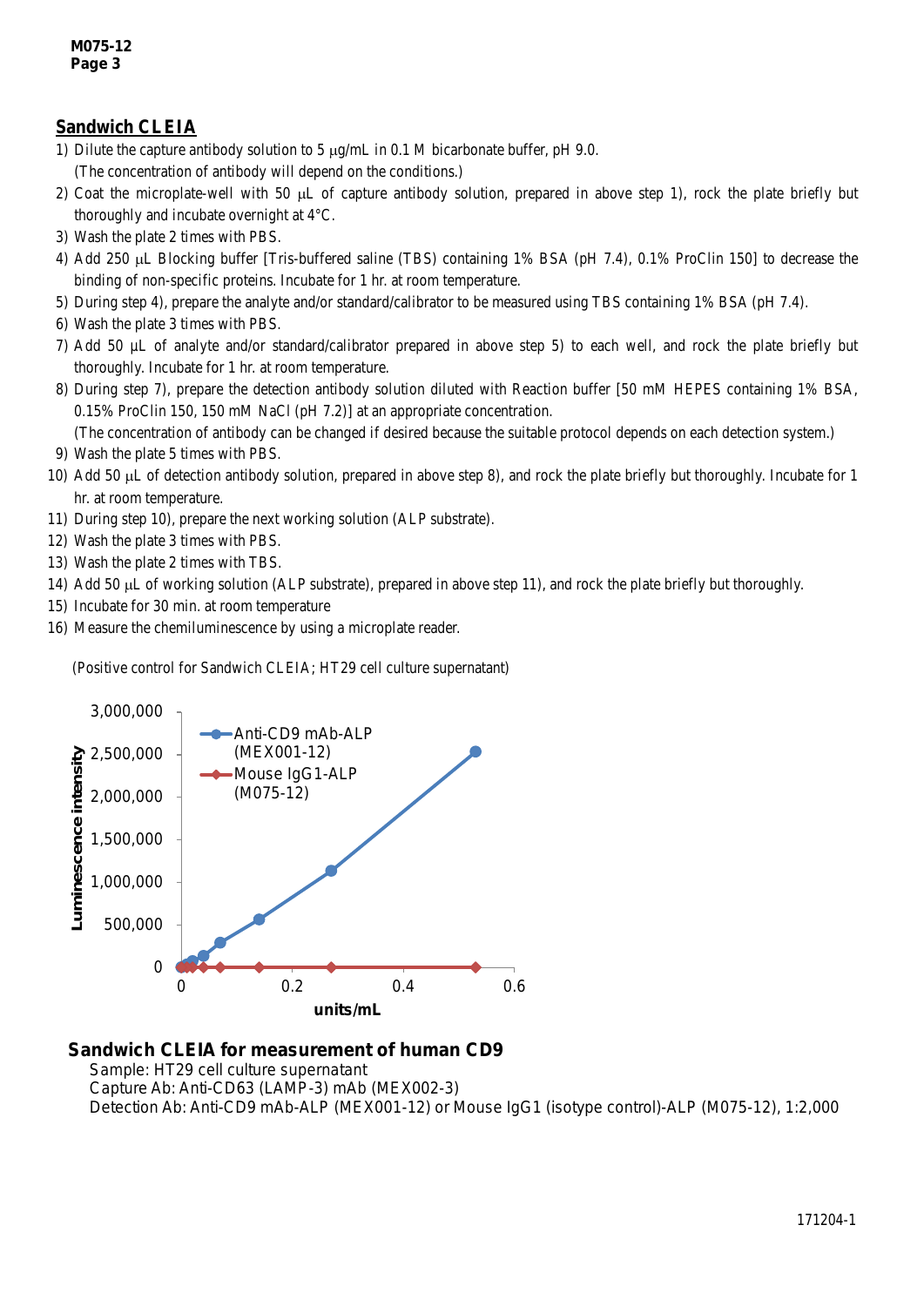## Sandwich CLEIA

1) Dilute the capture antibody solution to 5 μg/mL in 0.1 M bicarbonate buffer, pH 9.0.
   (The concentration of antibody will depend on the conditions.)
2) Coat the microplate-well with 50 μL of capture antibody solution, prepared in above step 1), rock the plate briefly but thoroughly and incubate overnight at 4°C.
3) Wash the plate 2 times with PBS.
4) Add 250 μL Blocking buffer [Tris-buffered saline (TBS) containing 1% BSA (pH 7.4), 0.1% ProClin 150] to decrease the binding of non-specific proteins. Incubate for 1 hr. at room temperature.
5) During step 4), prepare the analyte and/or standard/calibrator to be measured using TBS containing 1% BSA (pH 7.4).
6) Wash the plate 3 times with PBS.
7) Add 50 μL of analyte and/or standard/calibrator prepared in above step 5) to each well, and rock the plate briefly but thoroughly. Incubate for 1 hr. at room temperature.
8) During step 7), prepare the detection antibody solution diluted with Reaction buffer [50 mM HEPES containing 1% BSA, 0.15% ProClin 150, 150 mM NaCl (pH 7.2)] at an appropriate concentration.
   (The concentration of antibody can be changed if desired because the suitable protocol depends on each detection system.)
9) Wash the plate 5 times with PBS.
10) Add 50 μL of detection antibody solution, prepared in above step 8), and rock the plate briefly but thoroughly. Incubate for 1 hr. at room temperature.
11) During step 10), prepare the next working solution (ALP substrate).
12) Wash the plate 3 times with PBS.
13) Wash the plate 2 times with TBS.
14) Add 50 μL of working solution (ALP substrate), prepared in above step 11), and rock the plate briefly but thoroughly.
15) Incubate for 30 min. at room temperature
16) Measure the chemiluminescence by using a microplate reader.

(Positive control for Sandwich CLEIA; HT29 cell culture supernatant)

Luminescence intensity
3,000,000
2,500,000
2,000,000
1,500,000
1,000,000
500,000
0
0
0.2
0.4
0.6
units/mL
Anti-CD9 mAb-ALP (MEX001-12)
Mouse IgG1-ALP (M075-12)

**Sandwich CLEIA for measurement of human CD9**

Sample: HT29 cell culture supernatant
Capture Ab: Anti-CD63 (LAMP-3) mAb (MEX002-3)
Detection Ab: Anti-CD9 mAb-ALP (MEX001-12) or Mouse IgG1 (isotype control)-ALP (M075-12), 1:2,000

171204-1